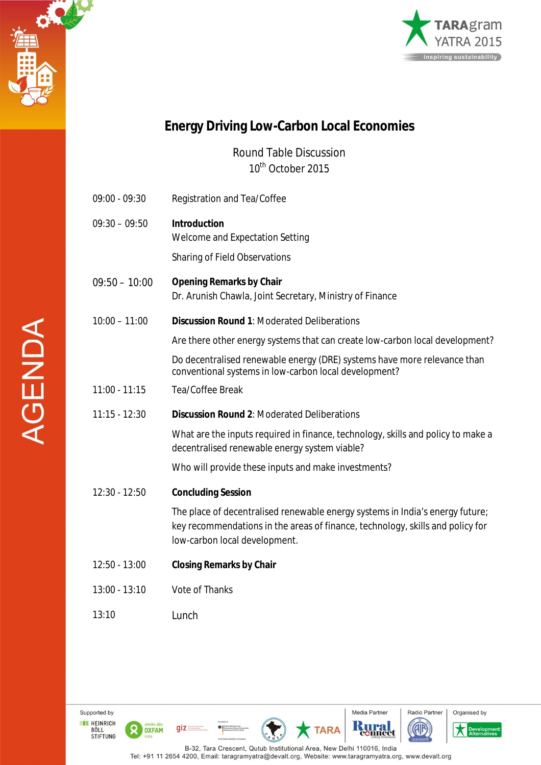TARAgram YATRA 2015

inspiring sustainability

AGENDA

# Energy Driving Low-Carbon Local Economies

Round Table Discussion

10th October 2015

| | |
|---|---|
| 09:00 - 09:30 | Registration and Tea/Coffee |
| 09:30 – 09:50 | **Introduction**<br>Welcome and Expectation Setting<br>Sharing of Field Observations |
| 09:50 – 10:00 | **Opening Remarks by Chair**<br>Dr. Arunish Chawla, Joint Secretary, Ministry of Finance |
| 10:00 – 11:00 | **Discussion Round 1**: Moderated Deliberations<br>Are there other energy systems that can create low-carbon local development?<br>Do decentralised renewable energy (DRE) systems have more relevance than conventional systems in low-carbon local development? |
| 11:00 - 11:15 | Tea/Coffee Break |
| 11:15 - 12:30 | **Discussion Round 2**: Moderated Deliberations<br>What are the inputs required in finance, technology, skills and policy to make a decentralised renewable energy system viable?<br>Who will provide these inputs and make investments? |
| 12:30 - 12:50 | **Concluding Session**<br>The place of decentralised renewable energy systems in India's energy future; key recommendations in the areas of finance, technology, skills and policy for low-carbon local development. |
| 12:50 - 13:00 | **Closing Remarks by Chair** |
| 13:00 - 13:10 | Vote of Thanks |
| 13:10 | Lunch |

Supported by: HEINRICH BÖLL STIFTUNG, OXFAM India, giz, CANSA, TARA | Media Partner: Rural Connect | Radio Partner: आकाशवाणी | Organised by: Development Alternatives

B-32, Tara Crescent, Qutub Institutional Area, New Delhi 110016, India

Tel: +91 11 2654 4200, Email: taragramyatra@devalt.org, Website: www.taragramyatra.org, www.devalt.org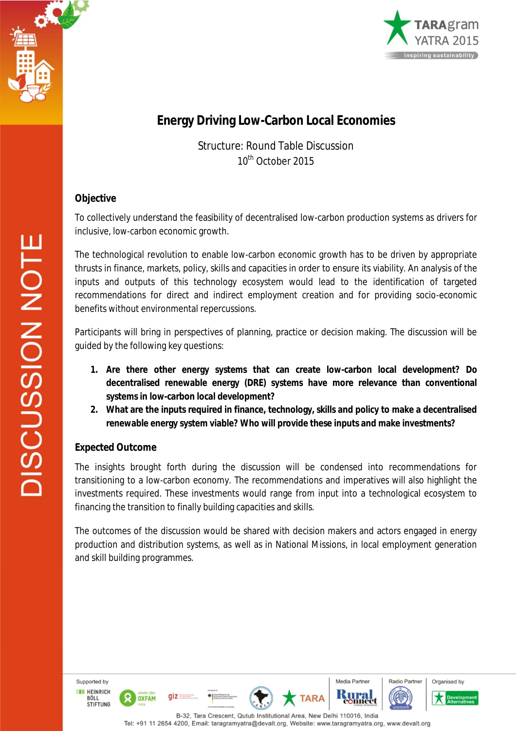DISCUSSION NOTE

TARAgram YATRA 2015
inspiring sustainability

# Energy Driving Low-Carbon Local Economies

Structure: Round Table Discussion
10th October 2015

## Objective

To collectively understand the feasibility of decentralised low-carbon production systems as drivers for inclusive, low-carbon economic growth.

The technological revolution to enable low-carbon economic growth has to be driven by appropriate thrusts in finance, markets, policy, skills and capacities in order to ensure its viability. An analysis of the inputs and outputs of this technology ecosystem would lead to the identification of targeted recommendations for direct and indirect employment creation and for providing socio-economic benefits without environmental repercussions.

Participants will bring in perspectives of planning, practice or decision making. The discussion will be guided by the following key questions:

1. **Are there other energy systems that can create low-carbon local development? Do decentralised renewable energy (DRE) systems have more relevance than conventional systems in low-carbon local development?**
2. **What are the inputs required in finance, technology, skills and policy to make a decentralised renewable energy system viable? Who will provide these inputs and make investments?**

## Expected Outcome

The insights brought forth during the discussion will be condensed into recommendations for transitioning to a low-carbon economy. The recommendations and imperatives will also highlight the investments required. These investments would range from input into a technological ecosystem to financing the transition to finally building capacities and skills.

The outcomes of the discussion would be shared with decision makers and actors engaged in energy production and distribution systems, as well as in National Missions, in local employment generation and skill building programmes.

Supported by: Heinrich Böll Stiftung, Oxfam India, giz, TARA | Media Partner: Rural Connect | Radio Partner | Organised by: Development Alternatives

B-32, Tara Crescent, Qutub Institutional Area, New Delhi 110016, India
Tel: +91 11 2654 4200, Email: taragramyatra@devalt.org, Website: www.taragramyatra.org, www.devalt.org